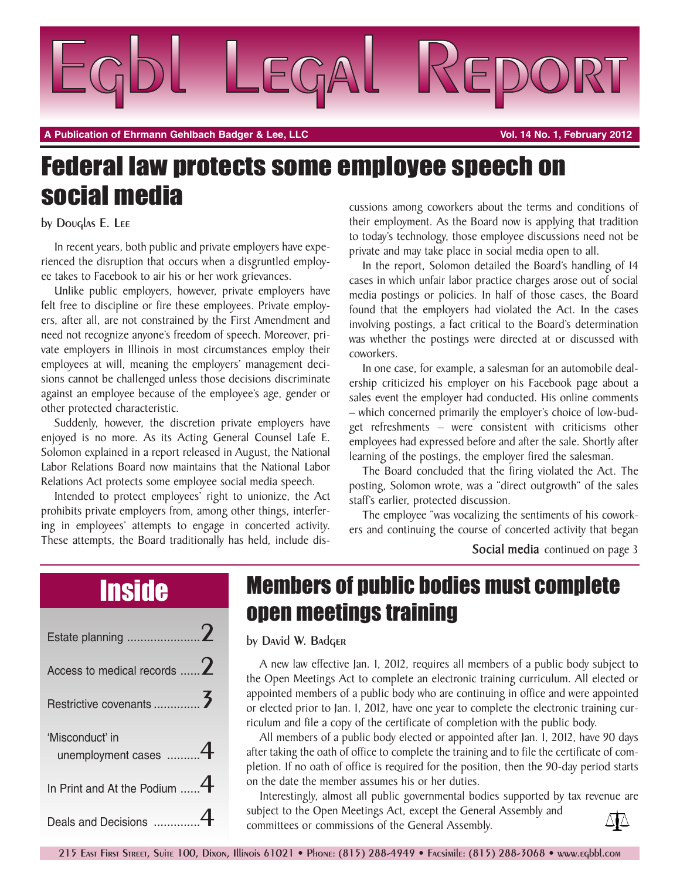# Egbl Legal Report

**A Publication of Ehrmann Gehlbach Badger & Lee, LLC** — **Vol. 14 No. 1, February 2012**

## Federal law protects some employee speech on social media

by Douglas E. Lee

In recent years, both public and private employers have experienced the disruption that occurs when a disgruntled employee takes to Facebook to air his or her work grievances.

Unlike public employers, however, private employers have felt free to discipline or fire these employees. Private employers, after all, are not constrained by the First Amendment and need not recognize anyone's freedom of speech. Moreover, private employers in Illinois in most circumstances employ their employees at will, meaning the employers' management decisions cannot be challenged unless those decisions discriminate against an employee because of the employee's age, gender or other protected characteristic.

Suddenly, however, the discretion private employers have enjoyed is no more. As its Acting General Counsel Lafe E. Solomon explained in a report released in August, the National Labor Relations Board now maintains that the National Labor Relations Act protects some employee social media speech.

Intended to protect employees' right to unionize, the Act prohibits private employers from, among other things, interfering in employees' attempts to engage in concerted activity. These attempts, the Board traditionally has held, include discussions among coworkers about the terms and conditions of their employment. As the Board now is applying that tradition to today's technology, those employee discussions need not be private and may take place in social media open to all.

In the report, Solomon detailed the Board's handling of 14 cases in which unfair labor practice charges arose out of social media postings or policies. In half of those cases, the Board found that the employers had violated the Act. In the cases involving postings, a fact critical to the Board's determination was whether the postings were directed at or discussed with coworkers.

In one case, for example, a salesman for an automobile dealership criticized his employer on his Facebook page about a sales event the employer had conducted. His online comments – which concerned primarily the employer's choice of low-budget refreshments – were consistent with criticisms other employees had expressed before and after the sale. Shortly after learning of the postings, the employer fired the salesman.

The Board concluded that the firing violated the Act. The posting, Solomon wrote, was a "direct outgrowth" of the sales staff's earlier, protected discussion.

The employee "was vocalizing the sentiments of his coworkers and continuing the course of concerted activity that began

**Social media** continued on page 3

## Inside

- Estate planning ...................... 2
- Access to medical records ...... 2
- Restrictive covenants .............. 3
- 'Misconduct' in unemployment cases .......... 4
- In Print and At the Podium ...... 4
- Deals and Decisions .............. 4

## Members of public bodies must complete open meetings training

by David W. Badger

A new law effective Jan. 1, 2012, requires all members of a public body subject to the Open Meetings Act to complete an electronic training curriculum. All elected or appointed members of a public body who are continuing in office and were appointed or elected prior to Jan. 1, 2012, have one year to complete the electronic training curriculum and file a copy of the certificate of completion with the public body.

All members of a public body elected or appointed after Jan. 1, 2012, have 90 days after taking the oath of office to complete the training and to file the certificate of completion. If no oath of office is required for the position, then the 90-day period starts on the date the member assumes his or her duties.

Interestingly, almost all public governmental bodies supported by tax revenue are subject to the Open Meetings Act, except the General Assembly and committees or commissions of the General Assembly.

215 East First Street, Suite 100, Dixon, Illinois 61021 • Phone: (815) 288-4949 • Facsimile: (815) 288-3068 • www.egbbl.com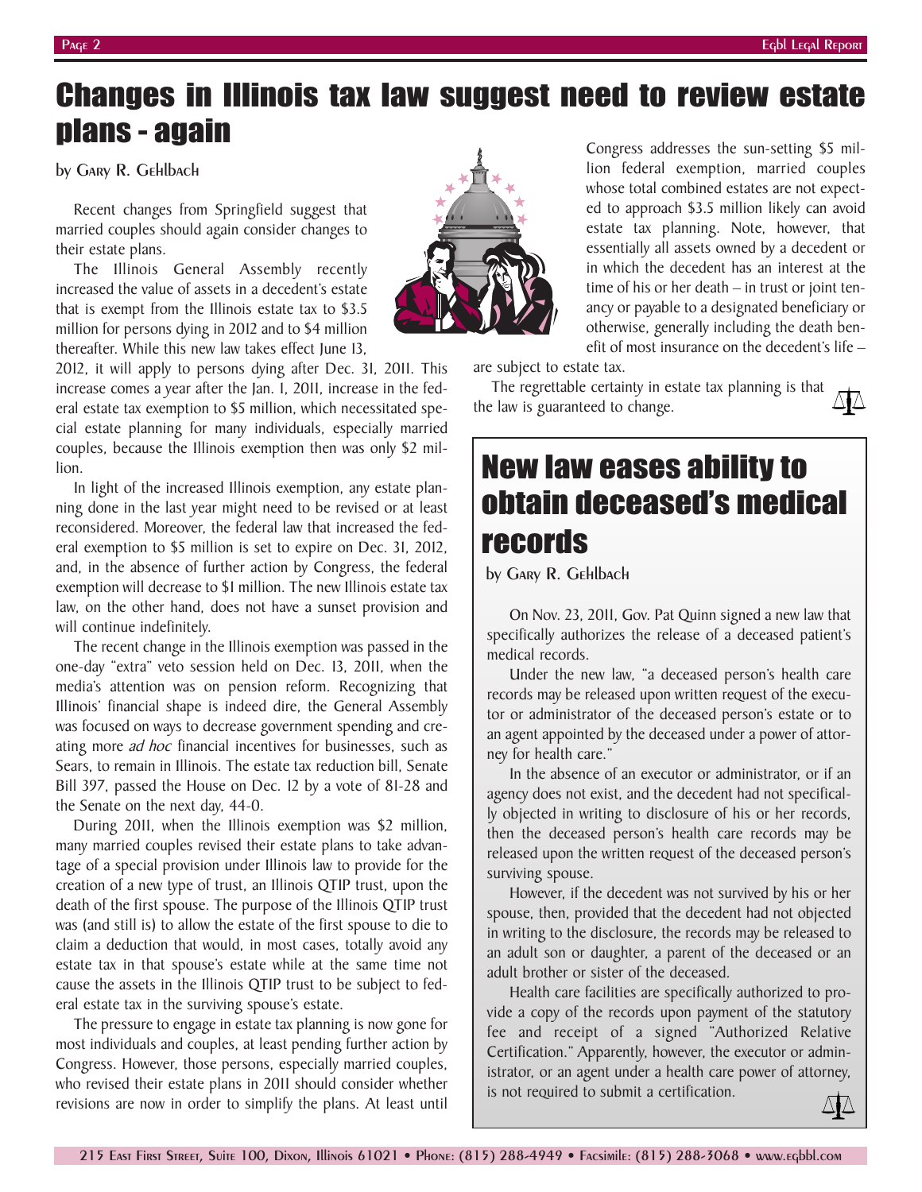# Changes in Illinois tax law suggest need to review estate plans - again

by Gary R. Gehlbach

Recent changes from Springfield suggest that married couples should again consider changes to their estate plans.

The Illinois General Assembly recently increased the value of assets in a decedent's estate that is exempt from the Illinois estate tax to $3.5 million for persons dying in 2012 and to $4 million thereafter. While this new law takes effect June 13, 2012, it will apply to persons dying after Dec. 31, 2011. This increase comes a year after the Jan. 1, 2011, increase in the federal estate tax exemption to $5 million, which necessitated special estate planning for many individuals, especially married couples, because the Illinois exemption then was only $2 million.

In light of the increased Illinois exemption, any estate planning done in the last year might need to be revised or at least reconsidered. Moreover, the federal law that increased the federal exemption to $5 million is set to expire on Dec. 31, 2012, and, in the absence of further action by Congress, the federal exemption will decrease to $1 million. The new Illinois estate tax law, on the other hand, does not have a sunset provision and will continue indefinitely.

The recent change in the Illinois exemption was passed in the one-day "extra" veto session held on Dec. 13, 2011, when the media's attention was on pension reform. Recognizing that Illinois' financial shape is indeed dire, the General Assembly was focused on ways to decrease government spending and creating more *ad hoc* financial incentives for businesses, such as Sears, to remain in Illinois. The estate tax reduction bill, Senate Bill 397, passed the House on Dec. 12 by a vote of 81-28 and the Senate on the next day, 44-0.

During 2011, when the Illinois exemption was $2 million, many married couples revised their estate plans to take advantage of a special provision under Illinois law to provide for the creation of a new type of trust, an Illinois QTIP trust, upon the death of the first spouse. The purpose of the Illinois QTIP trust was (and still is) to allow the estate of the first spouse to die to claim a deduction that would, in most cases, totally avoid any estate tax in that spouse's estate while at the same time not cause the assets in the Illinois QTIP trust to be subject to federal estate tax in the surviving spouse's estate.

The pressure to engage in estate tax planning is now gone for most individuals and couples, at least pending further action by Congress. However, those persons, especially married couples, who revised their estate plans in 2011 should consider whether revisions are now in order to simplify the plans. At least until Congress addresses the sun-setting $5 million federal exemption, married couples whose total combined estates are not expected to approach $3.5 million likely can avoid estate tax planning. Note, however, that essentially all assets owned by a decedent or in which the decedent has an interest at the time of his or her death – in trust or joint tenancy or payable to a designated beneficiary or otherwise, generally including the death benefit of most insurance on the decedent's life – are subject to estate tax.

The regrettable certainty in estate tax planning is that the law is guaranteed to change.

# New law eases ability to obtain deceased's medical records

by Gary R. Gehlbach

On Nov. 23, 2011, Gov. Pat Quinn signed a new law that specifically authorizes the release of a deceased patient's medical records.

Under the new law, "a deceased person's health care records may be released upon written request of the executor or administrator of the deceased person's estate or to an agent appointed by the deceased under a power of attorney for health care."

In the absence of an executor or administrator, or if an agency does not exist, and the decedent had not specifically objected in writing to disclosure of his or her records, then the deceased person's health care records may be released upon the written request of the deceased person's surviving spouse.

However, if the decedent was not survived by his or her spouse, then, provided that the decedent had not objected in writing to the disclosure, the records may be released to an adult son or daughter, a parent of the deceased or an adult brother or sister of the deceased.

Health care facilities are specifically authorized to provide a copy of the records upon payment of the statutory fee and receipt of a signed "Authorized Relative Certification." Apparently, however, the executor or administrator, or an agent under a health care power of attorney, is not required to submit a certification.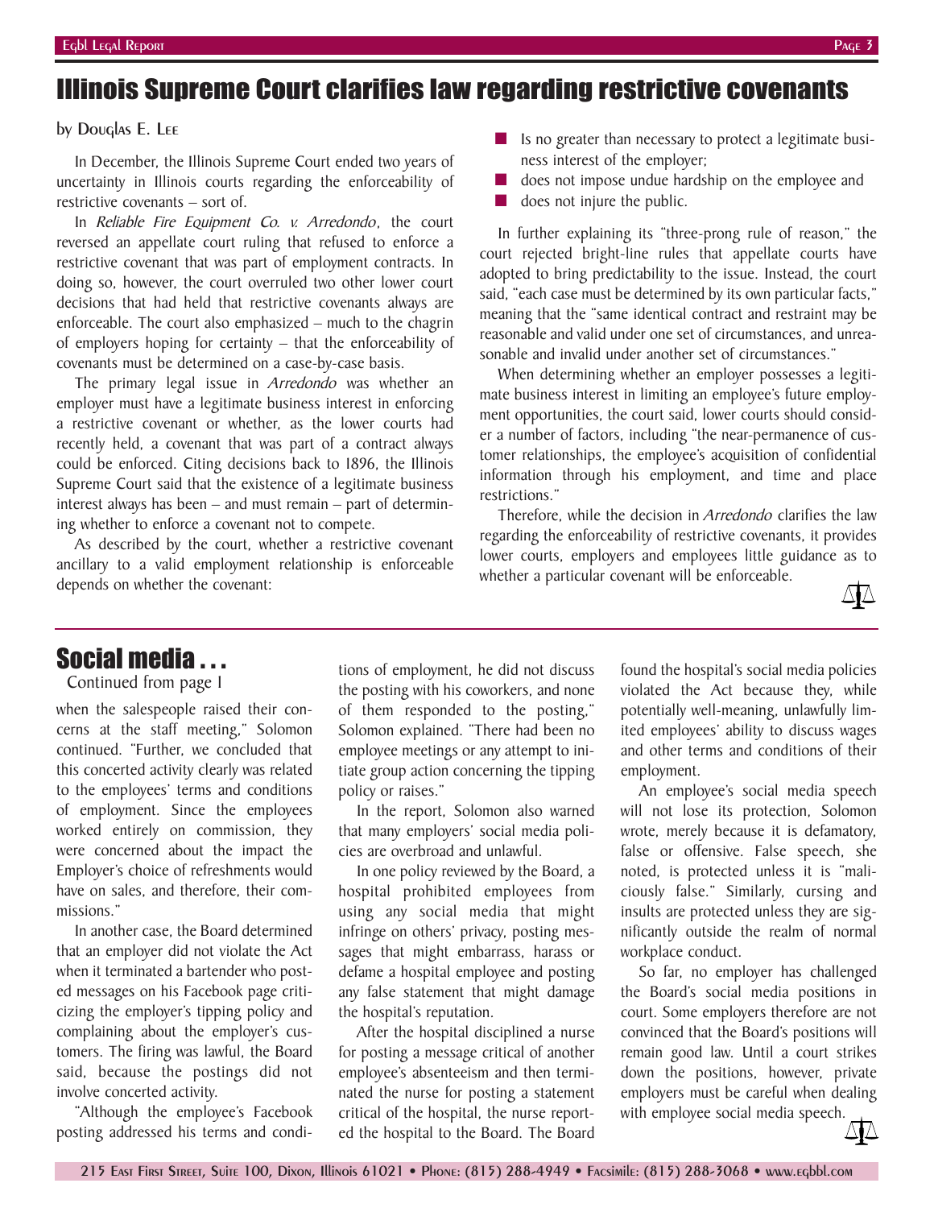# Illinois Supreme Court clarifies law regarding restrictive covenants

by Douglas E. Lee

In December, the Illinois Supreme Court ended two years of uncertainty in Illinois courts regarding the enforceability of restrictive covenants – sort of.

In *Reliable Fire Equipment Co. v. Arredondo*, the court reversed an appellate court ruling that refused to enforce a restrictive covenant that was part of employment contracts. In doing so, however, the court overruled two other lower court decisions that had held that restrictive covenants always are enforceable. The court also emphasized – much to the chagrin of employers hoping for certainty – that the enforceability of covenants must be determined on a case-by-case basis.

The primary legal issue in *Arredondo* was whether an employer must have a legitimate business interest in enforcing a restrictive covenant or whether, as the lower courts had recently held, a covenant that was part of a contract always could be enforced. Citing decisions back to 1896, the Illinois Supreme Court said that the existence of a legitimate business interest always has been – and must remain – part of determining whether to enforce a covenant not to compete.

As described by the court, whether a restrictive covenant ancillary to a valid employment relationship is enforceable depends on whether the covenant:

- Is no greater than necessary to protect a legitimate business interest of the employer;
- does not impose undue hardship on the employee and
- does not injure the public.

In further explaining its "three-prong rule of reason," the court rejected bright-line rules that appellate courts have adopted to bring predictability to the issue. Instead, the court said, "each case must be determined by its own particular facts," meaning that the "same identical contract and restraint may be reasonable and valid under one set of circumstances, and unreasonable and invalid under another set of circumstances."

When determining whether an employer possesses a legitimate business interest in limiting an employee's future employment opportunities, the court said, lower courts should consider a number of factors, including "the near-permanence of customer relationships, the employee's acquisition of confidential information through his employment, and time and place restrictions."

Therefore, while the decision in *Arredondo* clarifies the law regarding the enforceability of restrictive covenants, it provides lower courts, employers and employees little guidance as to whether a particular covenant will be enforceable.

# Social media . . .

Continued from page 1

when the salespeople raised their concerns at the staff meeting," Solomon continued. "Further, we concluded that this concerted activity clearly was related to the employees' terms and conditions of employment. Since the employees worked entirely on commission, they were concerned about the impact the Employer's choice of refreshments would have on sales, and therefore, their commissions."

In another case, the Board determined that an employer did not violate the Act when it terminated a bartender who posted messages on his Facebook page criticizing the employer's tipping policy and complaining about the employer's customers. The firing was lawful, the Board said, because the postings did not involve concerted activity.

"Although the employee's Facebook posting addressed his terms and conditions of employment, he did not discuss the posting with his coworkers, and none of them responded to the posting," Solomon explained. "There had been no employee meetings or any attempt to initiate group action concerning the tipping policy or raises."

In the report, Solomon also warned that many employers' social media policies are overbroad and unlawful.

In one policy reviewed by the Board, a hospital prohibited employees from using any social media that might infringe on others' privacy, posting messages that might embarrass, harass or defame a hospital employee and posting any false statement that might damage the hospital's reputation.

After the hospital disciplined a nurse for posting a message critical of another employee's absenteeism and then terminated the nurse for posting a statement critical of the hospital, the nurse reported the hospital to the Board. The Board found the hospital's social media policies violated the Act because they, while potentially well-meaning, unlawfully limited employees' ability to discuss wages and other terms and conditions of their employment.

An employee's social media speech will not lose its protection, Solomon wrote, merely because it is defamatory, false or offensive. False speech, she noted, is protected unless it is "maliciously false." Similarly, cursing and insults are protected unless they are significantly outside the realm of normal workplace conduct.

So far, no employer has challenged the Board's social media positions in court. Some employers therefore are not convinced that the Board's positions will remain good law. Until a court strikes down the positions, however, private employers must be careful when dealing with employee social media speech.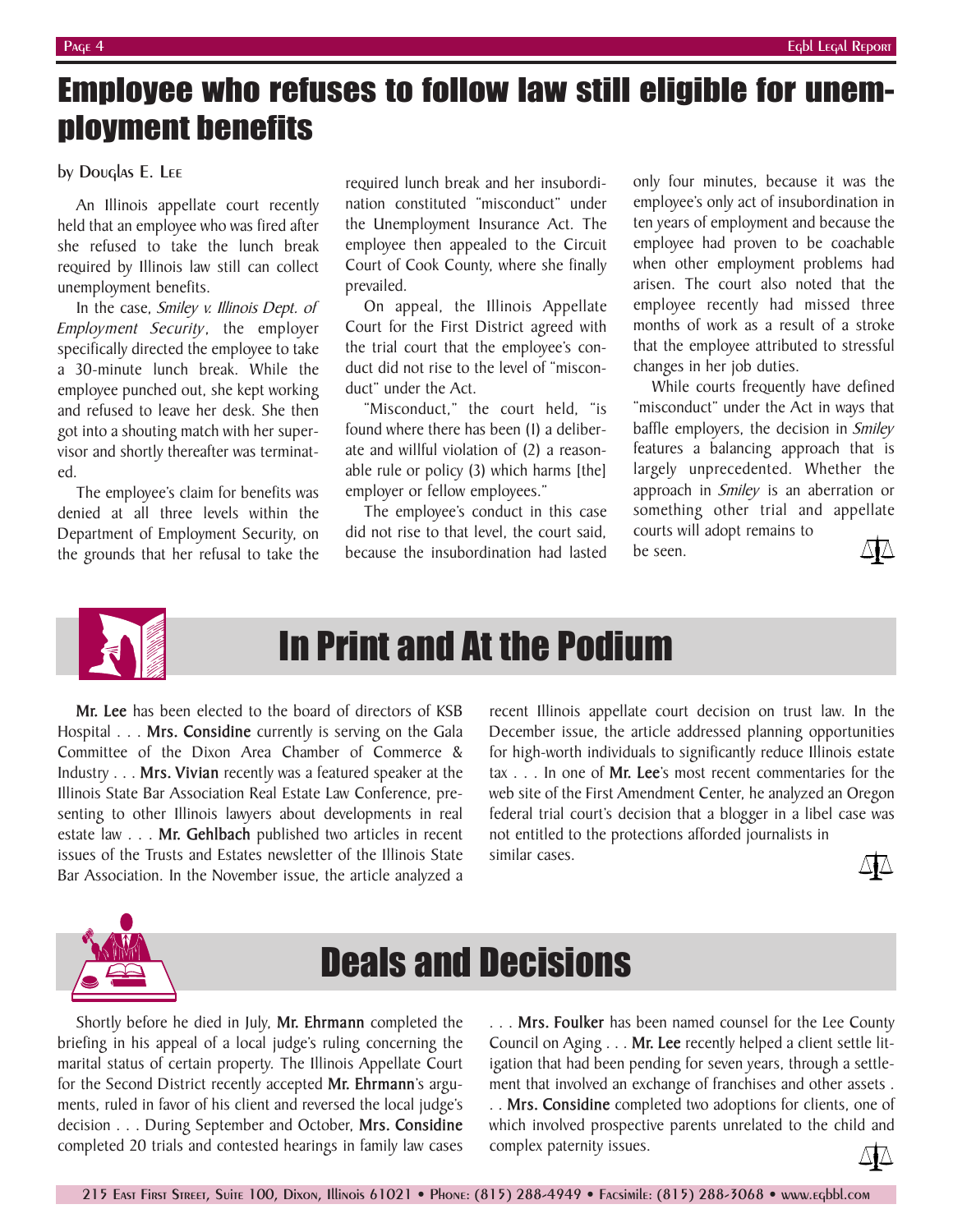# Employee who refuses to follow law still eligible for unemployment benefits

by Douglas E. Lee

An Illinois appellate court recently held that an employee who was fired after she refused to take the lunch break required by Illinois law still can collect unemployment benefits.

In the case, *Smiley v. Illinois Dept. of Employment Security*, the employer specifically directed the employee to take a 30-minute lunch break. While the employee punched out, she kept working and refused to leave her desk. She then got into a shouting match with her supervisor and shortly thereafter was terminated.

The employee's claim for benefits was denied at all three levels within the Department of Employment Security, on the grounds that her refusal to take the required lunch break and her insubordination constituted "misconduct" under the Unemployment Insurance Act. The employee then appealed to the Circuit Court of Cook County, where she finally prevailed.

On appeal, the Illinois Appellate Court for the First District agreed with the trial court that the employee's conduct did not rise to the level of "misconduct" under the Act.

"Misconduct," the court held, "is found where there has been (1) a deliberate and willful violation of (2) a reasonable rule or policy (3) which harms [the] employer or fellow employees."

The employee's conduct in this case did not rise to that level, the court said, because the insubordination had lasted only four minutes, because it was the employee's only act of insubordination in ten years of employment and because the employee had proven to be coachable when other employment problems had arisen. The court also noted that the employee recently had missed three months of work as a result of a stroke that the employee attributed to stressful changes in her job duties.

While courts frequently have defined "misconduct" under the Act in ways that baffle employers, the decision in *Smiley* features a balancing approach that is largely unprecedented. Whether the approach in *Smiley* is an aberration or something other trial and appellate courts will adopt remains to be seen.

## In Print and At the Podium

**Mr. Lee** has been elected to the board of directors of KSB Hospital . . . **Mrs. Considine** currently is serving on the Gala Committee of the Dixon Area Chamber of Commerce & Industry . . . **Mrs. Vivian** recently was a featured speaker at the Illinois State Bar Association Real Estate Law Conference, presenting to other Illinois lawyers about developments in real estate law . . . **Mr. Gehlbach** published two articles in recent issues of the Trusts and Estates newsletter of the Illinois State Bar Association. In the November issue, the article analyzed a recent Illinois appellate court decision on trust law. In the December issue, the article addressed planning opportunities for high-worth individuals to significantly reduce Illinois estate tax . . . In one of **Mr. Lee**'s most recent commentaries for the web site of the First Amendment Center, he analyzed an Oregon federal trial court's decision that a blogger in a libel case was not entitled to the protections afforded journalists in similar cases.

## Deals and Decisions

Shortly before he died in July, **Mr. Ehrmann** completed the briefing in his appeal of a local judge's ruling concerning the marital status of certain property. The Illinois Appellate Court for the Second District recently accepted **Mr. Ehrmann**'s arguments, ruled in favor of his client and reversed the local judge's decision . . . During September and October, **Mrs. Considine** completed 20 trials and contested hearings in family law cases . . . **Mrs. Foulker** has been named counsel for the Lee County Council on Aging . . . **Mr. Lee** recently helped a client settle litigation that had been pending for seven years, through a settlement that involved an exchange of franchises and other assets . . . **Mrs. Considine** completed two adoptions for clients, one of which involved prospective parents unrelated to the child and complex paternity issues.

215 East First Street, Suite 100, Dixon, Illinois 61021 • Phone: (815) 288-4949 • Facsimile: (815) 288-3068 • www.egbbl.com